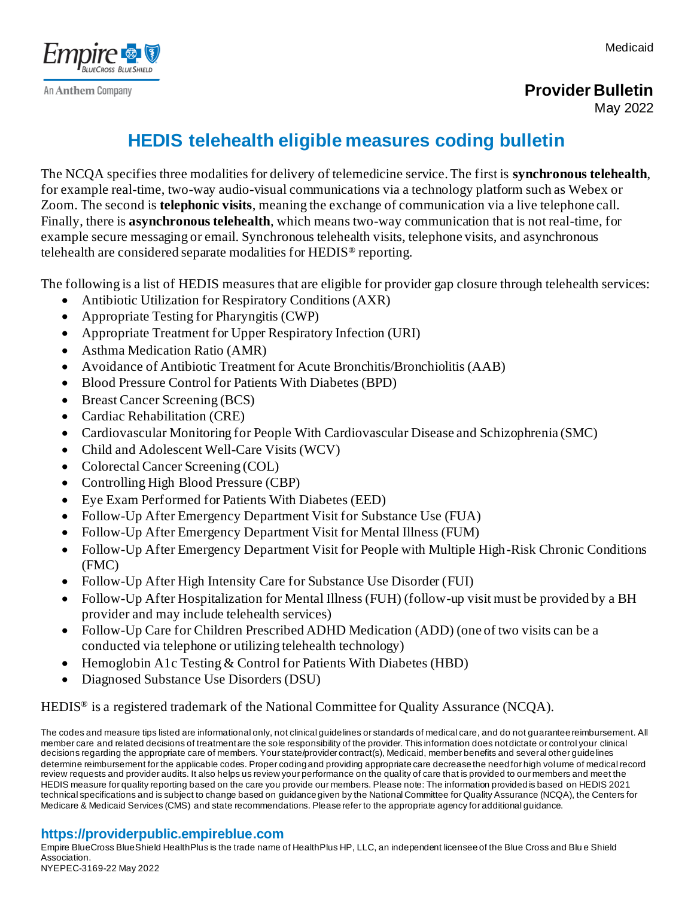Medicaid

**Provider Bulletin**
May 2022

# HEDIS telehealth eligible measures coding bulletin

The NCQA specifies three modalities for delivery of telemedicine service. The first is **synchronous telehealth**, for example real-time, two-way audio-visual communications via a technology platform such as Webex or Zoom. The second is **telephonic visits**, meaning the exchange of communication via a live telephone call. Finally, there is **asynchronous telehealth**, which means two-way communication that is not real-time, for example secure messaging or email. Synchronous telehealth visits, telephone visits, and asynchronous telehealth are considered separate modalities for HEDIS® reporting.

The following is a list of HEDIS measures that are eligible for provider gap closure through telehealth services:

- Antibiotic Utilization for Respiratory Conditions (AXR)
- Appropriate Testing for Pharyngitis (CWP)
- Appropriate Treatment for Upper Respiratory Infection (URI)
- Asthma Medication Ratio (AMR)
- Avoidance of Antibiotic Treatment for Acute Bronchitis/Bronchiolitis (AAB)
- Blood Pressure Control for Patients With Diabetes (BPD)
- Breast Cancer Screening (BCS)
- Cardiac Rehabilitation (CRE)
- Cardiovascular Monitoring for People With Cardiovascular Disease and Schizophrenia (SMC)
- Child and Adolescent Well-Care Visits (WCV)
- Colorectal Cancer Screening (COL)
- Controlling High Blood Pressure (CBP)
- Eye Exam Performed for Patients With Diabetes (EED)
- Follow-Up After Emergency Department Visit for Substance Use (FUA)
- Follow-Up After Emergency Department Visit for Mental Illness (FUM)
- Follow-Up After Emergency Department Visit for People with Multiple High-Risk Chronic Conditions (FMC)
- Follow-Up After High Intensity Care for Substance Use Disorder (FUI)
- Follow-Up After Hospitalization for Mental Illness (FUH) (follow-up visit must be provided by a BH provider and may include telehealth services)
- Follow-Up Care for Children Prescribed ADHD Medication (ADD) (one of two visits can be a conducted via telephone or utilizing telehealth technology)
- Hemoglobin A1c Testing & Control for Patients With Diabetes (HBD)
- Diagnosed Substance Use Disorders (DSU)

HEDIS® is a registered trademark of the National Committee for Quality Assurance (NCQA).

The codes and measure tips listed are informational only, not clinical guidelines or standards of medical care, and do not guarantee reimbursement. All member care and related decisions of treatment are the sole responsibility of the provider. This information does not dictate or control your clinical decisions regarding the appropriate care of members. Your state/provider contract(s), Medicaid, member benefits and several other guidelines determine reimbursement for the applicable codes. Proper coding and providing appropriate care decrease the need for high volume of medical record review requests and provider audits. It also helps us review your performance on the quality of care that is provided to our members and meet the HEDIS measure for quality reporting based on the care you provide our members. Please note: The information provided is based on HEDIS 2021 technical specifications and is subject to change based on guidance given by the National Committee for Quality Assurance (NCQA), the Centers for Medicare & Medicaid Services (CMS) and state recommendations. Please refer to the appropriate agency for additional guidance.

**https://providerpublic.empireblue.com**

Empire BlueCross BlueShield HealthPlus is the trade name of HealthPlus HP, LLC, an independent licensee of the Blue Cross and Blue Shield Association.
NYEPEC-3169-22 May 2022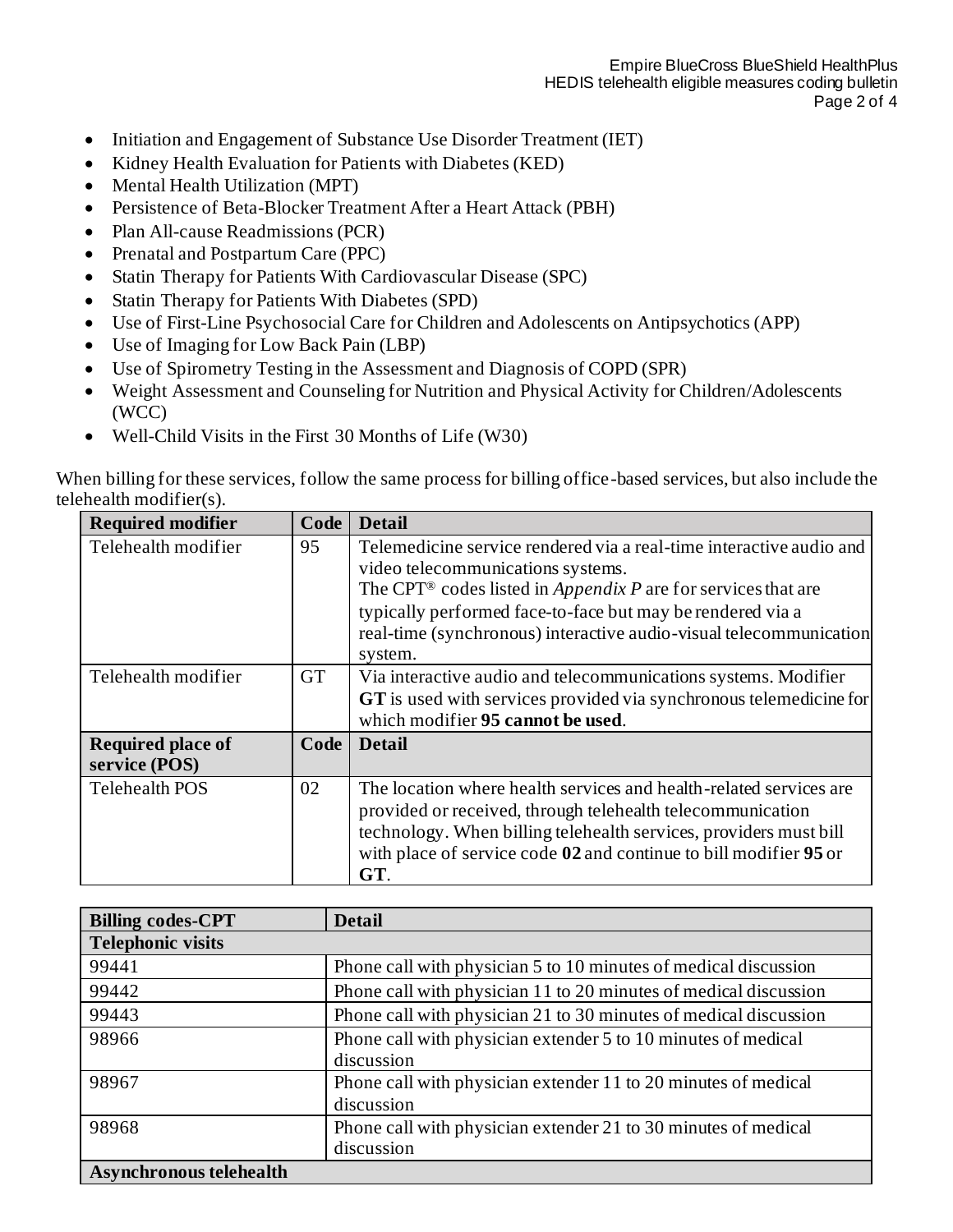- Initiation and Engagement of Substance Use Disorder Treatment (IET)
- Kidney Health Evaluation for Patients with Diabetes (KED)
- Mental Health Utilization (MPT)
- Persistence of Beta-Blocker Treatment After a Heart Attack (PBH)
- Plan All-cause Readmissions (PCR)
- Prenatal and Postpartum Care (PPC)
- Statin Therapy for Patients With Cardiovascular Disease (SPC)
- Statin Therapy for Patients With Diabetes (SPD)
- Use of First-Line Psychosocial Care for Children and Adolescents on Antipsychotics (APP)
- Use of Imaging for Low Back Pain (LBP)
- Use of Spirometry Testing in the Assessment and Diagnosis of COPD (SPR)
- Weight Assessment and Counseling for Nutrition and Physical Activity for Children/Adolescents (WCC)
- Well-Child Visits in the First 30 Months of Life (W30)

When billing for these services, follow the same process for billing office-based services, but also include the telehealth modifier(s).

| **Required modifier** | **Code** | **Detail** |
|---|---|---|
| Telehealth modifier | 95 | Telemedicine service rendered via a real-time interactive audio and video telecommunications systems. The CPT® codes listed in *Appendix P* are for services that are typically performed face-to-face but may be rendered via a real-time (synchronous) interactive audio-visual telecommunication system. |
| Telehealth modifier | GT | Via interactive audio and telecommunications systems. Modifier **GT** is used with services provided via synchronous telemedicine for which modifier **95 cannot be used**. |
| **Required place of service (POS)** | **Code** | **Detail** |
| Telehealth POS | 02 | The location where health services and health-related services are provided or received, through telehealth telecommunication technology. When billing telehealth services, providers must bill with place of service code **02** and continue to bill modifier **95** or **GT**. |

| **Billing codes-CPT** | **Detail** |
|---|---|
| **Telephonic visits** | |
| 99441 | Phone call with physician 5 to 10 minutes of medical discussion |
| 99442 | Phone call with physician 11 to 20 minutes of medical discussion |
| 99443 | Phone call with physician 21 to 30 minutes of medical discussion |
| 98966 | Phone call with physician extender 5 to 10 minutes of medical discussion |
| 98967 | Phone call with physician extender 11 to 20 minutes of medical discussion |
| 98968 | Phone call with physician extender 21 to 30 minutes of medical discussion |
| **Asynchronous telehealth** | |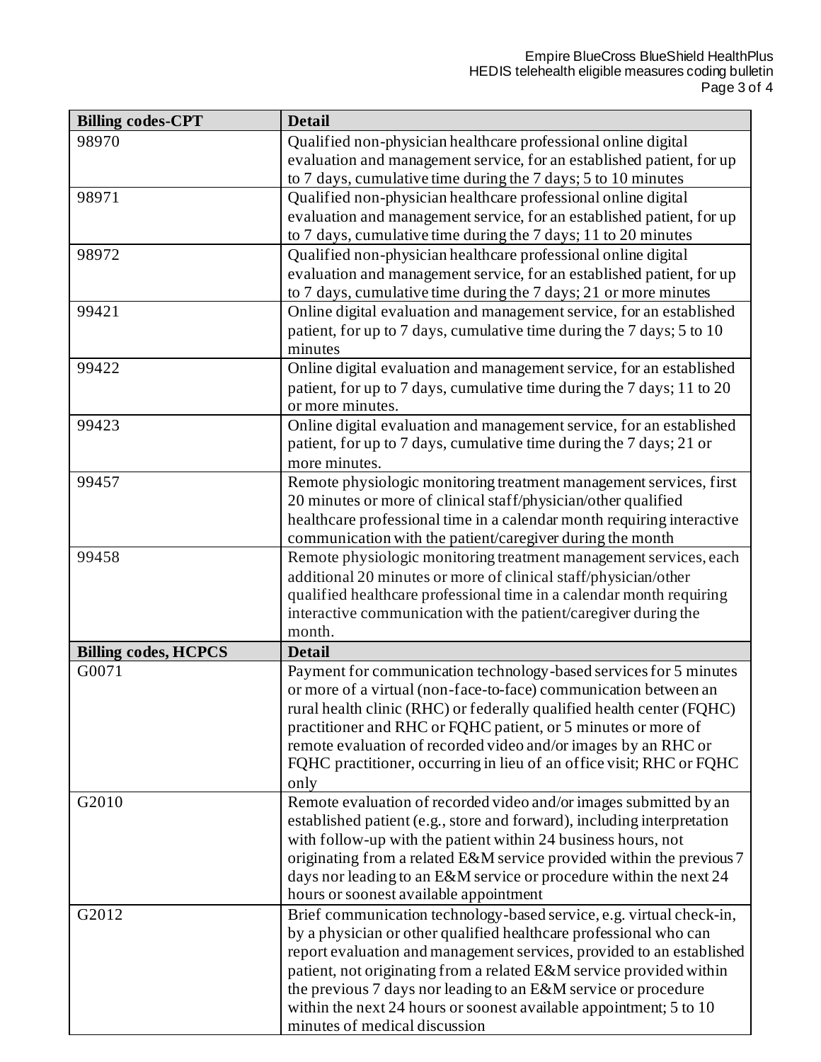| Billing codes-CPT | Detail |
|---|---|
| 98970 | Qualified non-physician healthcare professional online digital evaluation and management service, for an established patient, for up to 7 days, cumulative time during the 7 days; 5 to 10 minutes |
| 98971 | Qualified non-physician healthcare professional online digital evaluation and management service, for an established patient, for up to 7 days, cumulative time during the 7 days; 11 to 20 minutes |
| 98972 | Qualified non-physician healthcare professional online digital evaluation and management service, for an established patient, for up to 7 days, cumulative time during the 7 days; 21 or more minutes |
| 99421 | Online digital evaluation and management service, for an established patient, for up to 7 days, cumulative time during the 7 days; 5 to 10 minutes |
| 99422 | Online digital evaluation and management service, for an established patient, for up to 7 days, cumulative time during the 7 days; 11 to 20 or more minutes. |
| 99423 | Online digital evaluation and management service, for an established patient, for up to 7 days, cumulative time during the 7 days; 21 or more minutes. |
| 99457 | Remote physiologic monitoring treatment management services, first 20 minutes or more of clinical staff/physician/other qualified healthcare professional time in a calendar month requiring interactive communication with the patient/caregiver during the month |
| 99458 | Remote physiologic monitoring treatment management services, each additional 20 minutes or more of clinical staff/physician/other qualified healthcare professional time in a calendar month requiring interactive communication with the patient/caregiver during the month. |
| **Billing codes, HCPCS** | **Detail** |
| G0071 | Payment for communication technology-based services for 5 minutes or more of a virtual (non-face-to-face) communication between an rural health clinic (RHC) or federally qualified health center (FQHC) practitioner and RHC or FQHC patient, or 5 minutes or more of remote evaluation of recorded video and/or images by an RHC or FQHC practitioner, occurring in lieu of an office visit; RHC or FQHC only |
| G2010 | Remote evaluation of recorded video and/or images submitted by an established patient (e.g., store and forward), including interpretation with follow-up with the patient within 24 business hours, not originating from a related E&M service provided within the previous 7 days nor leading to an E&M service or procedure within the next 24 hours or soonest available appointment |
| G2012 | Brief communication technology-based service, e.g. virtual check-in, by a physician or other qualified healthcare professional who can report evaluation and management services, provided to an established patient, not originating from a related E&M service provided within the previous 7 days nor leading to an E&M service or procedure within the next 24 hours or soonest available appointment; 5 to 10 minutes of medical discussion |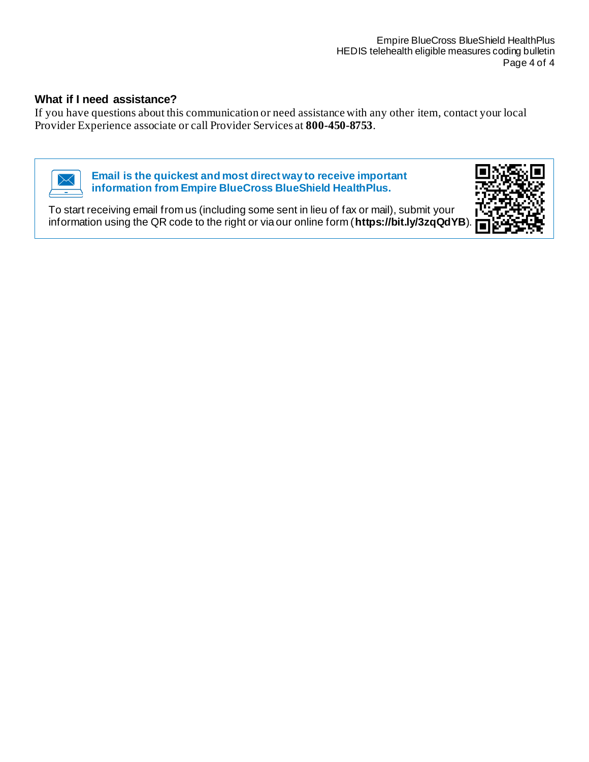## What if I need assistance?

If you have questions about this communication or need assistance with any other item, contact your local Provider Experience associate or call Provider Services at **800-450-8753**.

**Email is the quickest and most direct way to receive important information from Empire BlueCross BlueShield HealthPlus.**

To start receiving email from us (including some sent in lieu of fax or mail), submit your information using the QR code to the right or via our online form (**https://bit.ly/3zqQdYB**).